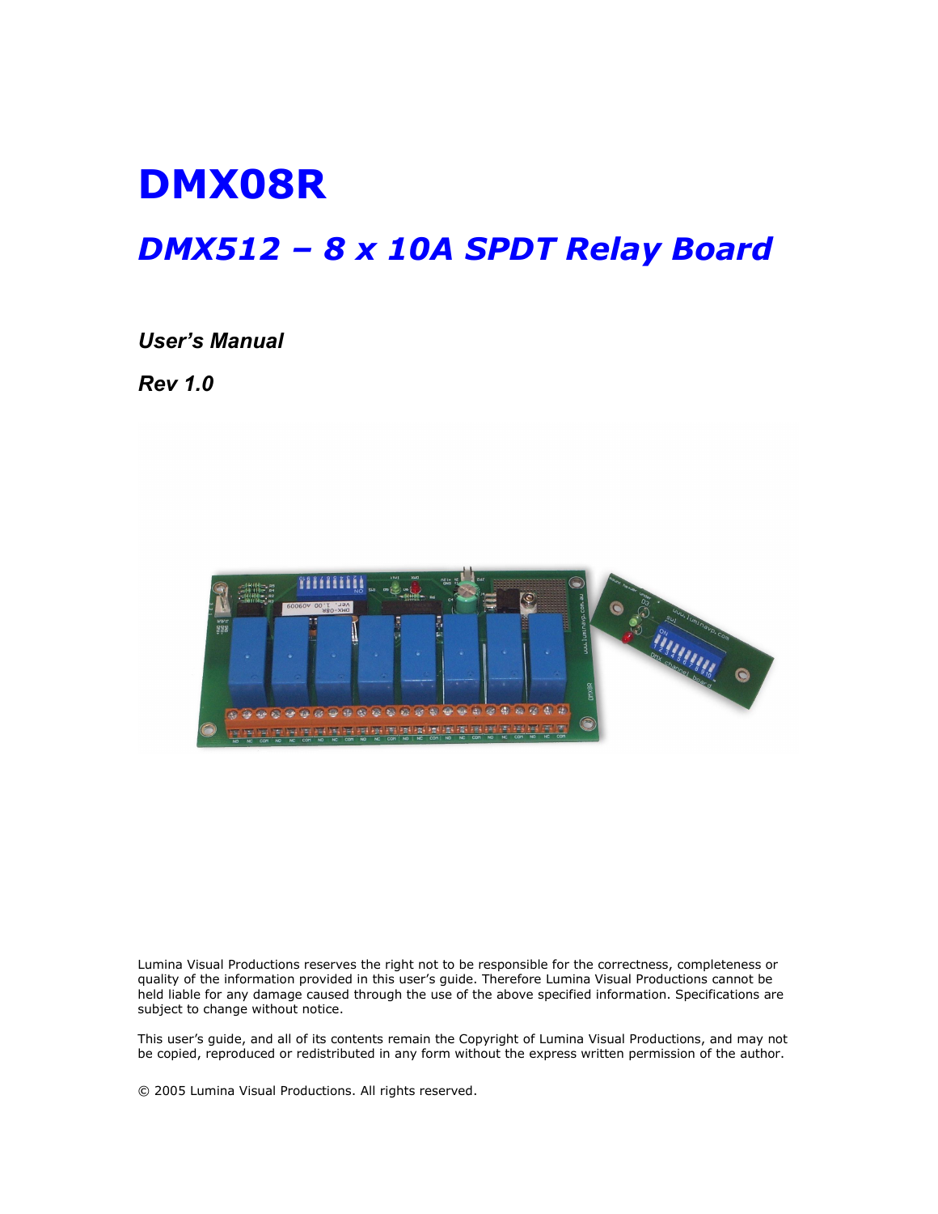# DMX08R

## *DMX512 – 8 x 10A SPDT Relay Board*

***User's Manual***

***Rev 1.0***

Lumina Visual Productions reserves the right not to be responsible for the correctness, completeness or quality of the information provided in this user's guide. Therefore Lumina Visual Productions cannot be held liable for any damage caused through the use of the above specified information. Specifications are subject to change without notice.

This user's guide, and all of its contents remain the Copyright of Lumina Visual Productions, and may not be copied, reproduced or redistributed in any form without the express written permission of the author.

© 2005 Lumina Visual Productions. All rights reserved.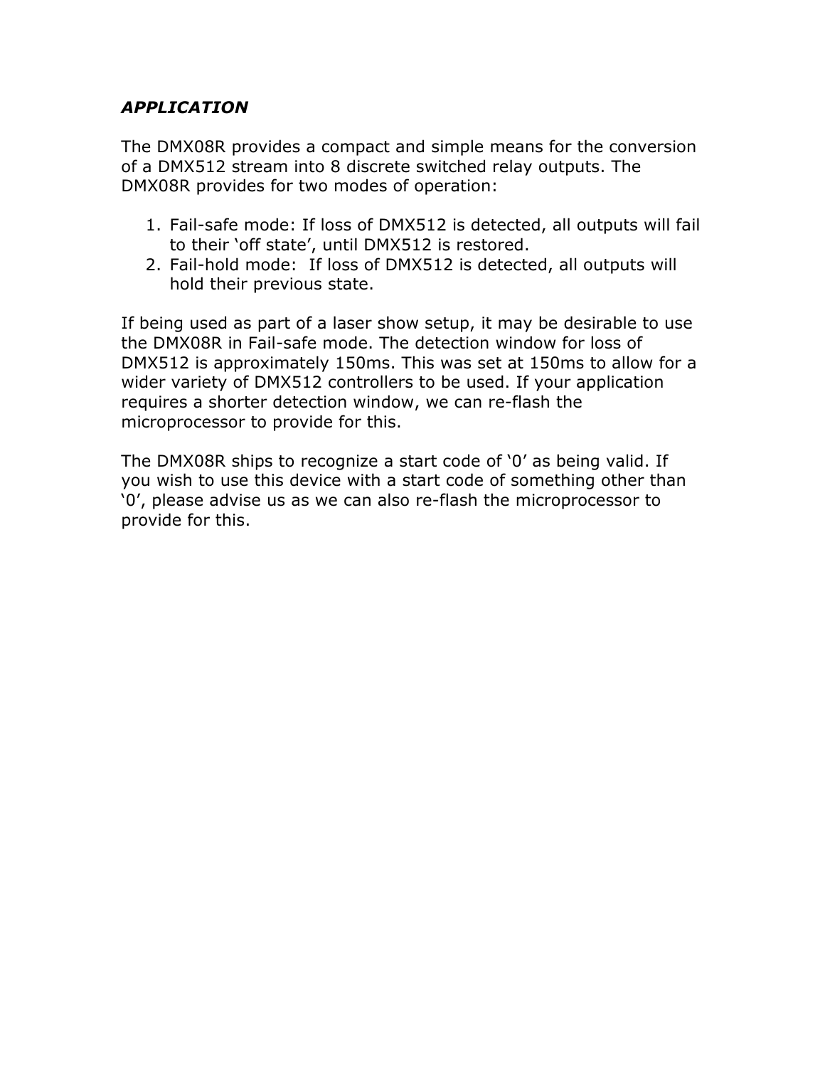***APPLICATION***

The DMX08R provides a compact and simple means for the conversion of a DMX512 stream into 8 discrete switched relay outputs. The DMX08R provides for two modes of operation:

1. Fail-safe mode: If loss of DMX512 is detected, all outputs will fail to their 'off state', until DMX512 is restored.
2. Fail-hold mode: If loss of DMX512 is detected, all outputs will hold their previous state.

If being used as part of a laser show setup, it may be desirable to use the DMX08R in Fail-safe mode. The detection window for loss of DMX512 is approximately 150ms. This was set at 150ms to allow for a wider variety of DMX512 controllers to be used. If your application requires a shorter detection window, we can re-flash the microprocessor to provide for this.

The DMX08R ships to recognize a start code of '0' as being valid. If you wish to use this device with a start code of something other than '0', please advise us as we can also re-flash the microprocessor to provide for this.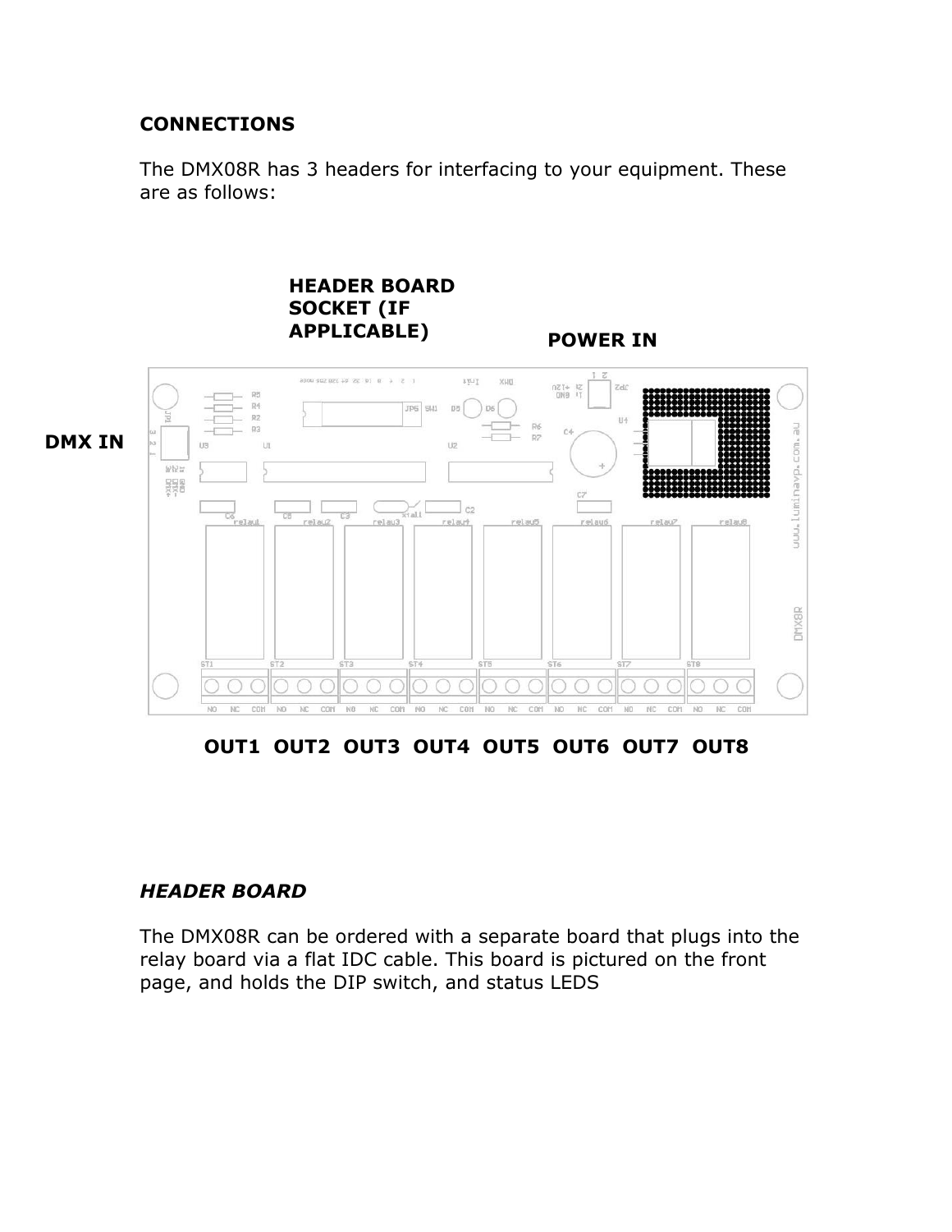## CONNECTIONS

The DMX08R has 3 headers for interfacing to your equipment. These are as follows:

**HEADER BOARD SOCKET (IF APPLICABLE)**

**POWER IN**

**DMX IN**

**OUT1 OUT2 OUT3 OUT4 OUT5 OUT6 OUT7 OUT8**

### *HEADER BOARD*

The DMX08R can be ordered with a separate board that plugs into the relay board via a flat IDC cable. This board is pictured on the front page, and holds the DIP switch, and status LEDS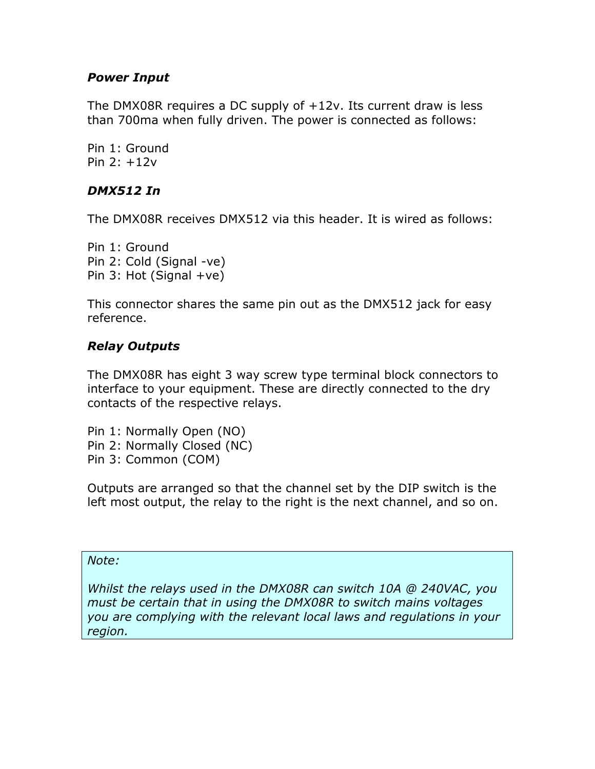### *Power Input*

The DMX08R requires a DC supply of +12v. Its current draw is less than 700ma when fully driven. The power is connected as follows:

Pin 1: Ground
Pin 2: +12v

### *DMX512 In*

The DMX08R receives DMX512 via this header. It is wired as follows:

Pin 1: Ground
Pin 2: Cold (Signal -ve)
Pin 3: Hot (Signal +ve)

This connector shares the same pin out as the DMX512 jack for easy reference.

### *Relay Outputs*

The DMX08R has eight 3 way screw type terminal block connectors to interface to your equipment. These are directly connected to the dry contacts of the respective relays.

Pin 1: Normally Open (NO)
Pin 2: Normally Closed (NC)
Pin 3: Common (COM)

Outputs are arranged so that the channel set by the DIP switch is the left most output, the relay to the right is the next channel, and so on.

> *Note:*
>
> *Whilst the relays used in the DMX08R can switch 10A @ 240VAC, you must be certain that in using the DMX08R to switch mains voltages you are complying with the relevant local laws and regulations in your region.*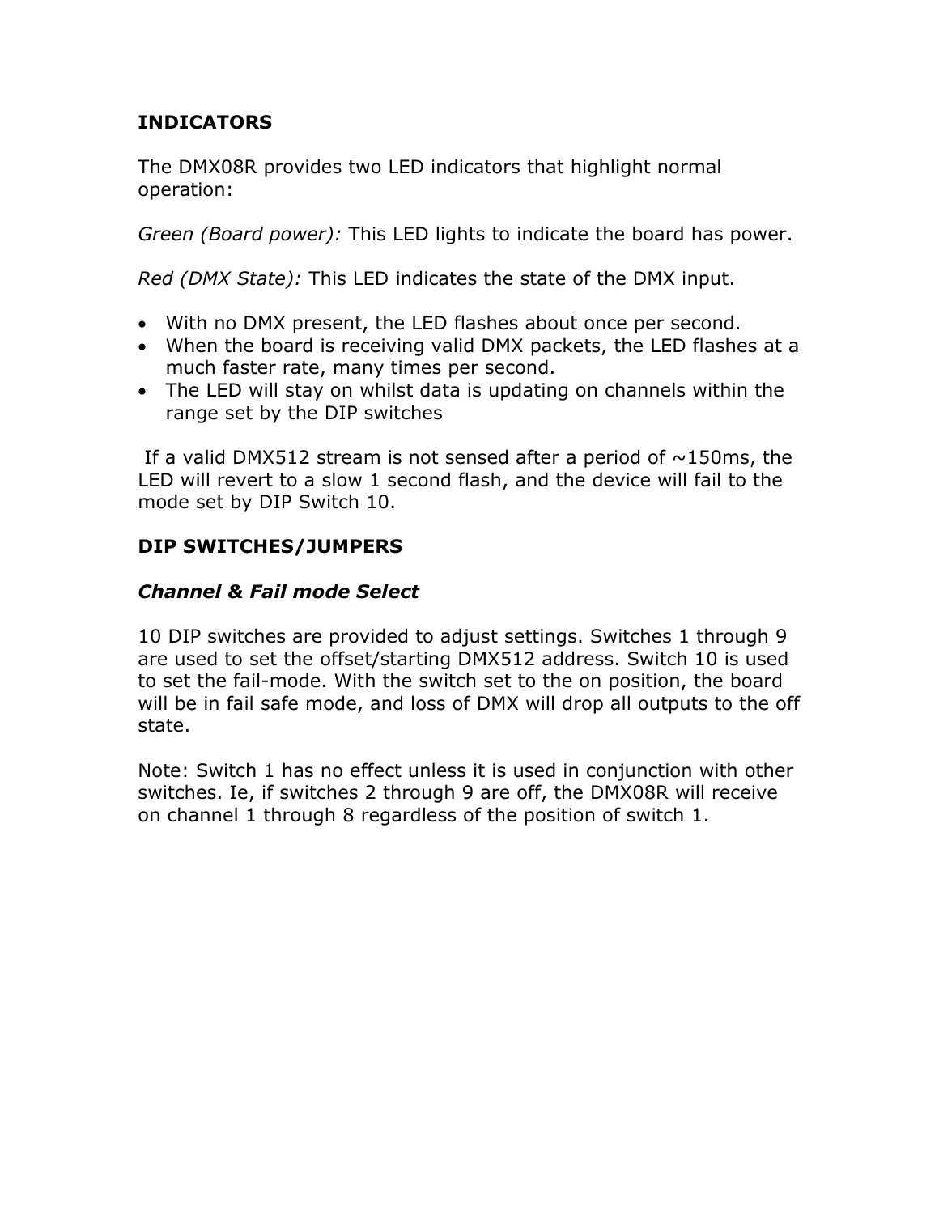## INDICATORS

The DMX08R provides two LED indicators that highlight normal operation:

*Green (Board power):* This LED lights to indicate the board has power.

*Red (DMX State):* This LED indicates the state of the DMX input.

- With no DMX present, the LED flashes about once per second.
- When the board is receiving valid DMX packets, the LED flashes at a much faster rate, many times per second.
- The LED will stay on whilst data is updating on channels within the range set by the DIP switches

If a valid DMX512 stream is not sensed after a period of ~150ms, the LED will revert to a slow 1 second flash, and the device will fail to the mode set by DIP Switch 10.

## DIP SWITCHES/JUMPERS

### *Channel & Fail mode Select*

10 DIP switches are provided to adjust settings. Switches 1 through 9 are used to set the offset/starting DMX512 address. Switch 10 is used to set the fail-mode. With the switch set to the on position, the board will be in fail safe mode, and loss of DMX will drop all outputs to the off state.

Note: Switch 1 has no effect unless it is used in conjunction with other switches. Ie, if switches 2 through 9 are off, the DMX08R will receive on channel 1 through 8 regardless of the position of switch 1.